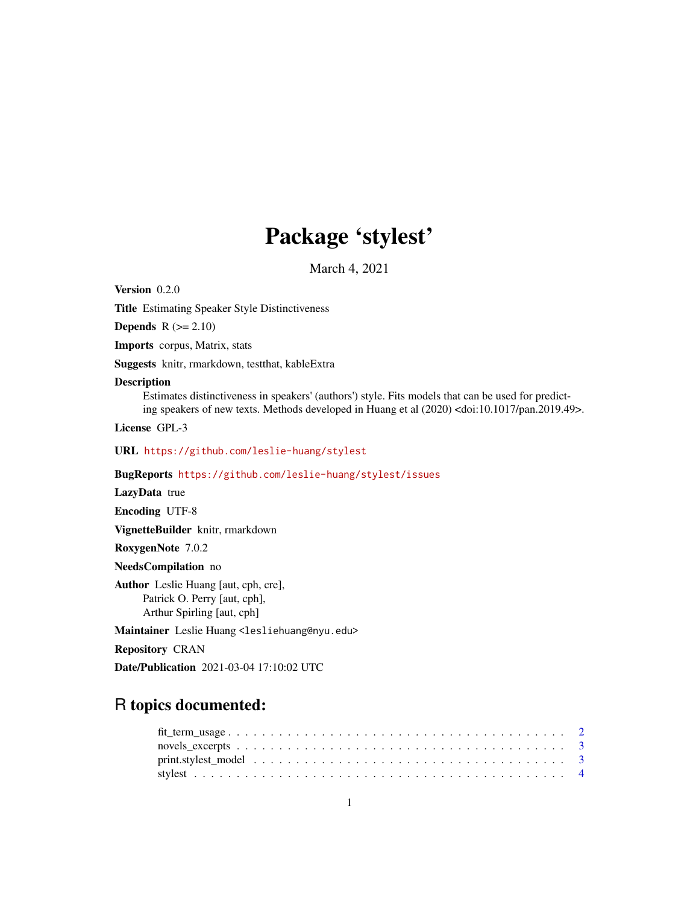# Package 'stylest'

March 4, 2021

**Version** 0.2.0

**Title** Estimating Speaker Style Distinctiveness

**Depends** R (>= 2.10)

**Imports** corpus, Matrix, stats

**Suggests** knitr, rmarkdown, testthat, kableExtra

**Description** Estimates distinctiveness in speakers' (authors') style. Fits models that can be used for predicting speakers of new texts. Methods developed in Huang et al (2020) <doi:10.1017/pan.2019.49>.

**License** GPL-3

**URL** https://github.com/leslie-huang/stylest

**BugReports** https://github.com/leslie-huang/stylest/issues

**LazyData** true

**Encoding** UTF-8

**VignetteBuilder** knitr, rmarkdown

**RoxygenNote** 7.0.2

**NeedsCompilation** no

**Author** Leslie Huang [aut, cph, cre],
Patrick O. Perry [aut, cph],
Arthur Spirling [aut, cph]

**Maintainer** Leslie Huang <lesliehuang@nyu.edu>

**Repository** CRAN

**Date/Publication** 2021-03-04 17:10:02 UTC

## R topics documented:

- fit_term_usage . . . . . . . . . . 2
- novels_excerpts . . . . . . . . . . 3
- print.stylest_model . . . . . . . . . . 3
- stylest . . . . . . . . . . 4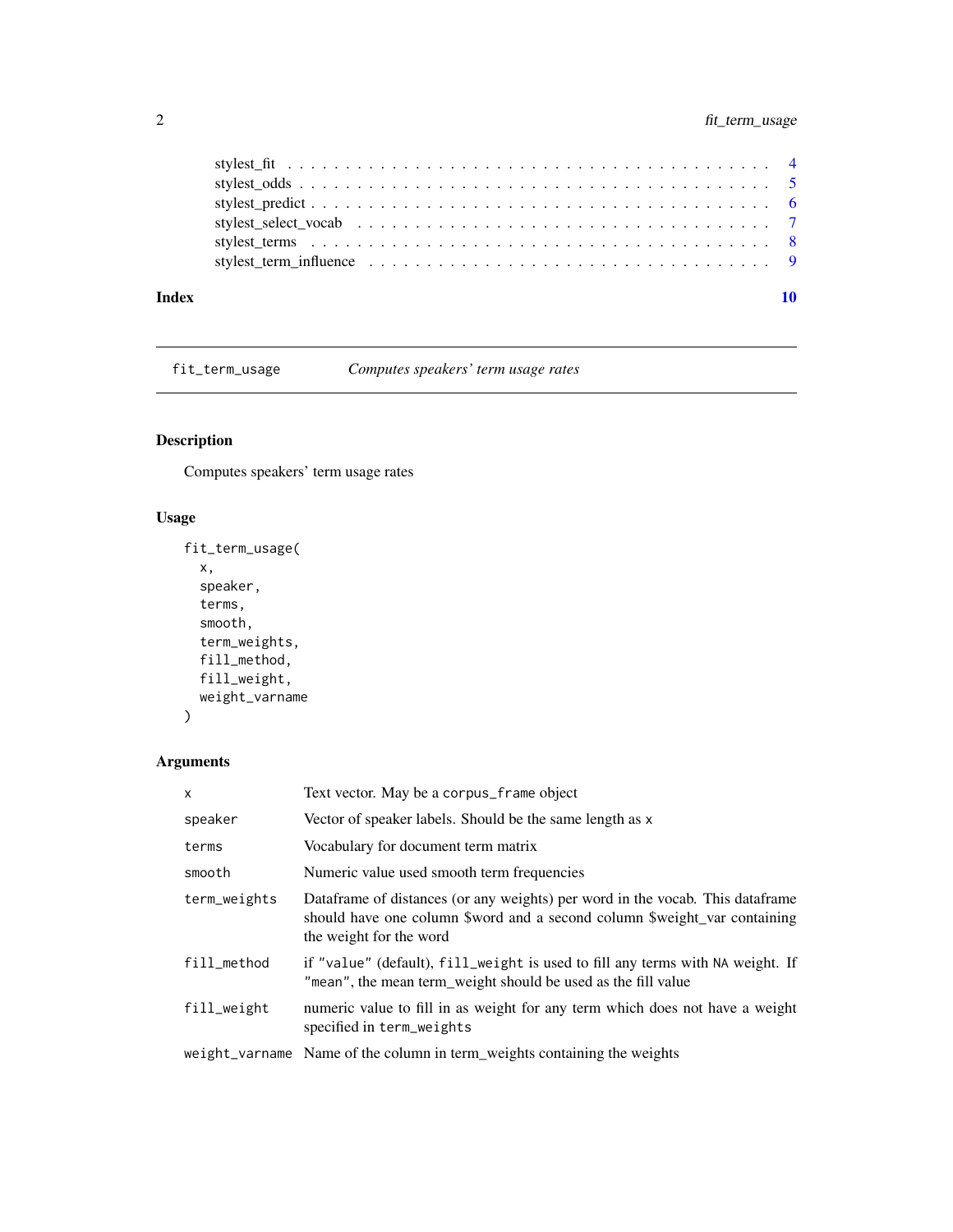stylest_fit . . . . . . . . . . . . . . . . . . . . . . . . . . . . . . . . . . . . . . . 4
stylest_odds . . . . . . . . . . . . . . . . . . . . . . . . . . . . . . . . . . . . . . . 5
stylest_predict . . . . . . . . . . . . . . . . . . . . . . . . . . . . . . . . . . . . . . 6
stylest_select_vocab . . . . . . . . . . . . . . . . . . . . . . . . . . . . . . . . . . . 7
stylest_terms . . . . . . . . . . . . . . . . . . . . . . . . . . . . . . . . . . . . . . 8
stylest_term_influence . . . . . . . . . . . . . . . . . . . . . . . . . . . . . . . . . 9

**Index** **10**

---

## fit_term_usage — *Computes speakers' term usage rates*

---

### Description

Computes speakers' term usage rates

### Usage

```
fit_term_usage(
  x,
  speaker,
  terms,
  smooth,
  term_weights,
  fill_method,
  fill_weight,
  weight_varname
)
```

### Arguments

| | |
|---|---|
| `x` | Text vector. May be a `corpus_frame` object |
| `speaker` | Vector of speaker labels. Should be the same length as `x` |
| `terms` | Vocabulary for document term matrix |
| `smooth` | Numeric value used smooth term frequencies |
| `term_weights` | Dataframe of distances (or any weights) per word in the vocab. This dataframe should have one column $word and a second column $weight_var containing the weight for the word |
| `fill_method` | if `"value"` (default), `fill_weight` is used to fill any terms with `NA` weight. If `"mean"`, the mean term_weight should be used as the fill value |
| `fill_weight` | numeric value to fill in as weight for any term which does not have a weight specified in `term_weights` |
| `weight_varname` | Name of the column in term_weights containing the weights |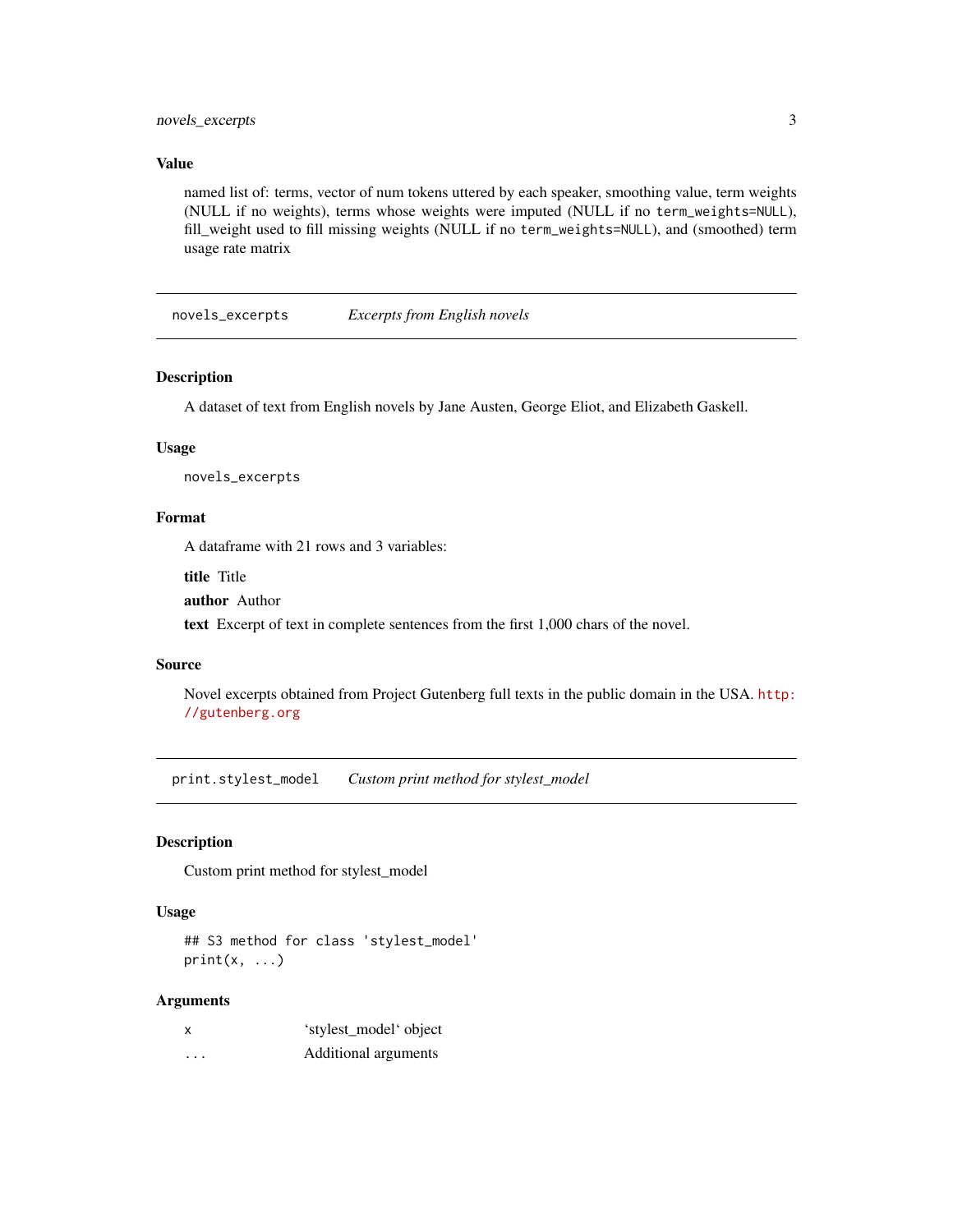### Value

named list of: terms, vector of num tokens uttered by each speaker, smoothing value, term weights (NULL if no weights), terms whose weights were imputed (NULL if no `term_weights=NULL`), fill_weight used to fill missing weights (NULL if no `term_weights=NULL`), and (smoothed) term usage rate matrix

---

## novels_excerpts *Excerpts from English novels*

### Description

A dataset of text from English novels by Jane Austen, George Eliot, and Elizabeth Gaskell.

### Usage

```
novels_excerpts
```

### Format

A dataframe with 21 rows and 3 variables:

**title** Title

**author** Author

**text** Excerpt of text in complete sentences from the first 1,000 chars of the novel.

### Source

Novel excerpts obtained from Project Gutenberg full texts in the public domain in the USA. http://gutenberg.org

---

## print.stylest_model *Custom print method for stylest_model*

### Description

Custom print method for stylest_model

### Usage

```
## S3 method for class 'stylest_model'
print(x, ...)
```

### Arguments

| | |
|---|---|
| `x` | 'stylest_model' object |
| `...` | Additional arguments |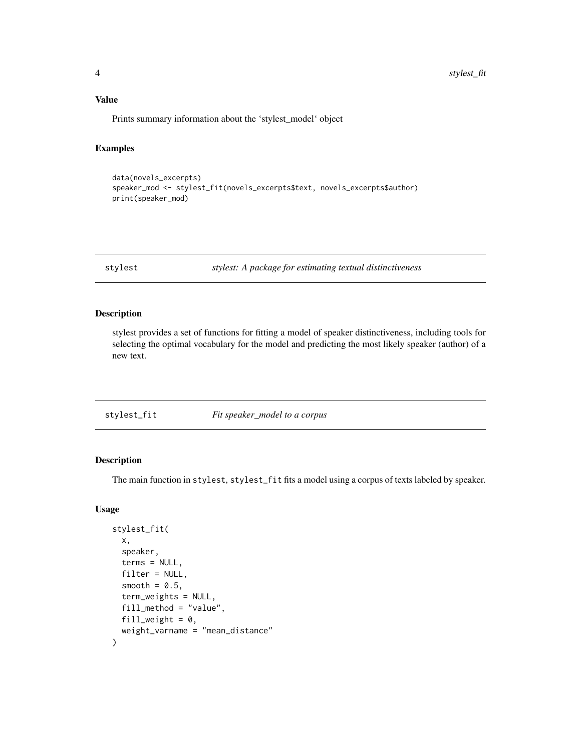### Value

Prints summary information about the 'stylest_model' object

### Examples

```
data(novels_excerpts)
speaker_mod <- stylest_fit(novels_excerpts$text, novels_excerpts$author)
print(speaker_mod)
```

---

## stylest — *stylest: A package for estimating textual distinctiveness*

### Description

stylest provides a set of functions for fitting a model of speaker distinctiveness, including tools for selecting the optimal vocabulary for the model and predicting the most likely speaker (author) of a new text.

---

## stylest_fit — *Fit speaker_model to a corpus*

### Description

The main function in `stylest`, `stylest_fit` fits a model using a corpus of texts labeled by speaker.

### Usage

```
stylest_fit(
  x,
  speaker,
  terms = NULL,
  filter = NULL,
  smooth = 0.5,
  term_weights = NULL,
  fill_method = "value",
  fill_weight = 0,
  weight_varname = "mean_distance"
)
```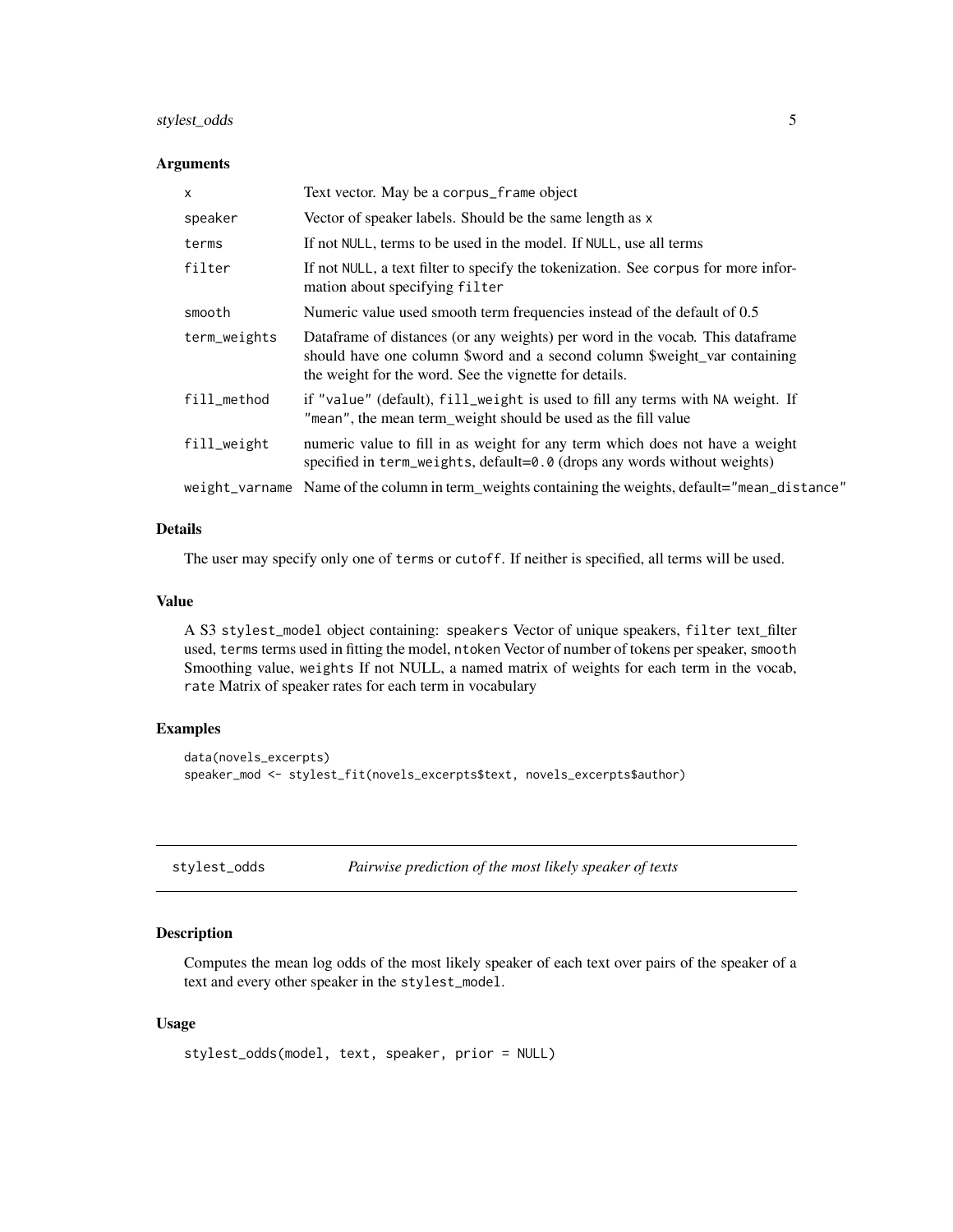### Arguments

| | |
|---|---|
| `x` | Text vector. May be a `corpus_frame` object |
| `speaker` | Vector of speaker labels. Should be the same length as `x` |
| `terms` | If not `NULL`, terms to be used in the model. If `NULL`, use all terms |
| `filter` | If not `NULL`, a text filter to specify the tokenization. See `corpus` for more information about specifying `filter` |
| `smooth` | Numeric value used smooth term frequencies instead of the default of 0.5 |
| `term_weights` | Dataframe of distances (or any weights) per word in the vocab. This dataframe should have one column $word and a second column $weight_var containing the weight for the word. See the vignette for details. |
| `fill_method` | if `"value"` (default), `fill_weight` is used to fill any terms with `NA` weight. If `"mean"`, the mean term_weight should be used as the fill value |
| `fill_weight` | numeric value to fill in as weight for any term which does not have a weight specified in `term_weights`, default=`0.0` (drops any words without weights) |
| `weight_varname` | Name of the column in term_weights containing the weights, default=`"mean_distance"` |

### Details

The user may specify only one of `terms` or `cutoff`. If neither is specified, all terms will be used.

### Value

A S3 `stylest_model` object containing: `speakers` Vector of unique speakers, `filter` text_filter used, `terms` terms used in fitting the model, `ntoken` Vector of number of tokens per speaker, `smooth` Smoothing value, `weights` If not NULL, a named matrix of weights for each term in the vocab, `rate` Matrix of speaker rates for each term in vocabulary

### Examples

```
data(novels_excerpts)
speaker_mod <- stylest_fit(novels_excerpts$text, novels_excerpts$author)
```

---

## stylest_odds *Pairwise prediction of the most likely speaker of texts*

### Description

Computes the mean log odds of the most likely speaker of each text over pairs of the speaker of a text and every other speaker in the `stylest_model`.

### Usage

```
stylest_odds(model, text, speaker, prior = NULL)
```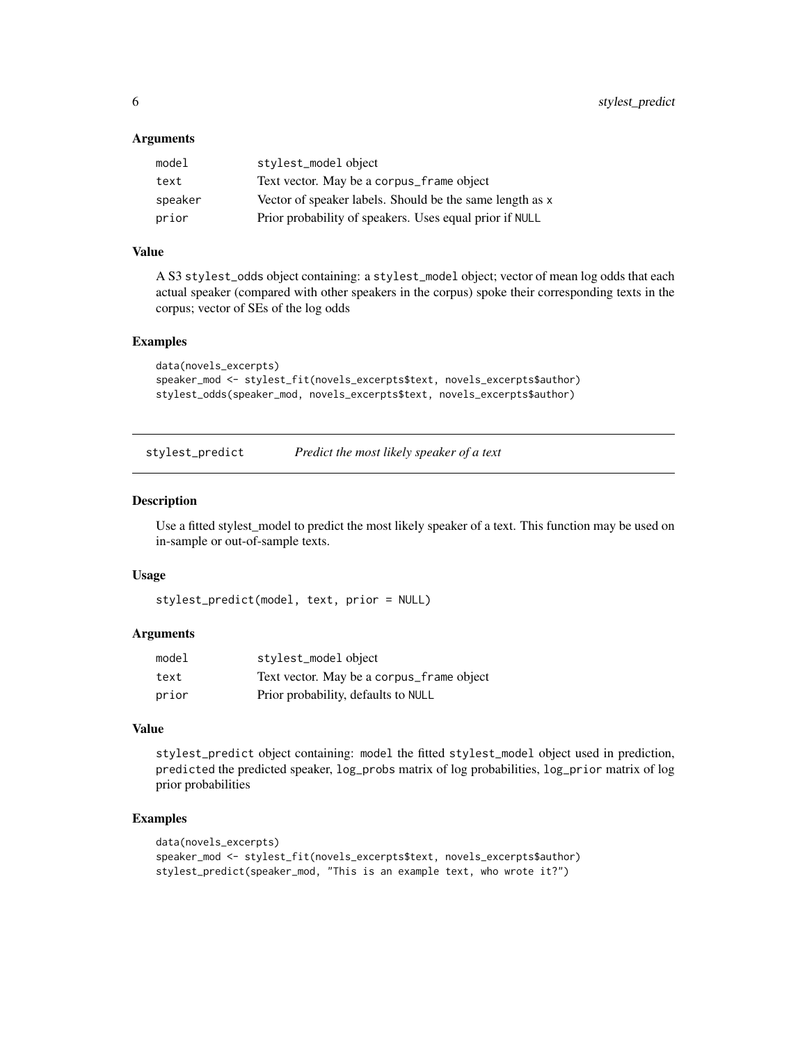### Arguments

| | |
|---|---|
| `model` | `stylest_model` object |
| `text` | Text vector. May be a `corpus_frame` object |
| `speaker` | Vector of speaker labels. Should be the same length as `x` |
| `prior` | Prior probability of speakers. Uses equal prior if `NULL` |

### Value

A S3 `stylest_odds` object containing: a `stylest_model` object; vector of mean log odds that each actual speaker (compared with other speakers in the corpus) spoke their corresponding texts in the corpus; vector of SEs of the log odds

### Examples

```
data(novels_excerpts)
speaker_mod <- stylest_fit(novels_excerpts$text, novels_excerpts$author)
stylest_odds(speaker_mod, novels_excerpts$text, novels_excerpts$author)
```

---

## `stylest_predict` *Predict the most likely speaker of a text*

---

### Description

Use a fitted stylest_model to predict the most likely speaker of a text. This function may be used on in-sample or out-of-sample texts.

### Usage

```
stylest_predict(model, text, prior = NULL)
```

### Arguments

| | |
|---|---|
| `model` | `stylest_model` object |
| `text` | Text vector. May be a `corpus_frame` object |
| `prior` | Prior probability, defaults to `NULL` |

### Value

`stylest_predict` object containing: `model` the fitted `stylest_model` object used in prediction, `predicted` the predicted speaker, `log_probs` matrix of log probabilities, `log_prior` matrix of log prior probabilities

### Examples

```
data(novels_excerpts)
speaker_mod <- stylest_fit(novels_excerpts$text, novels_excerpts$author)
stylest_predict(speaker_mod, "This is an example text, who wrote it?")
```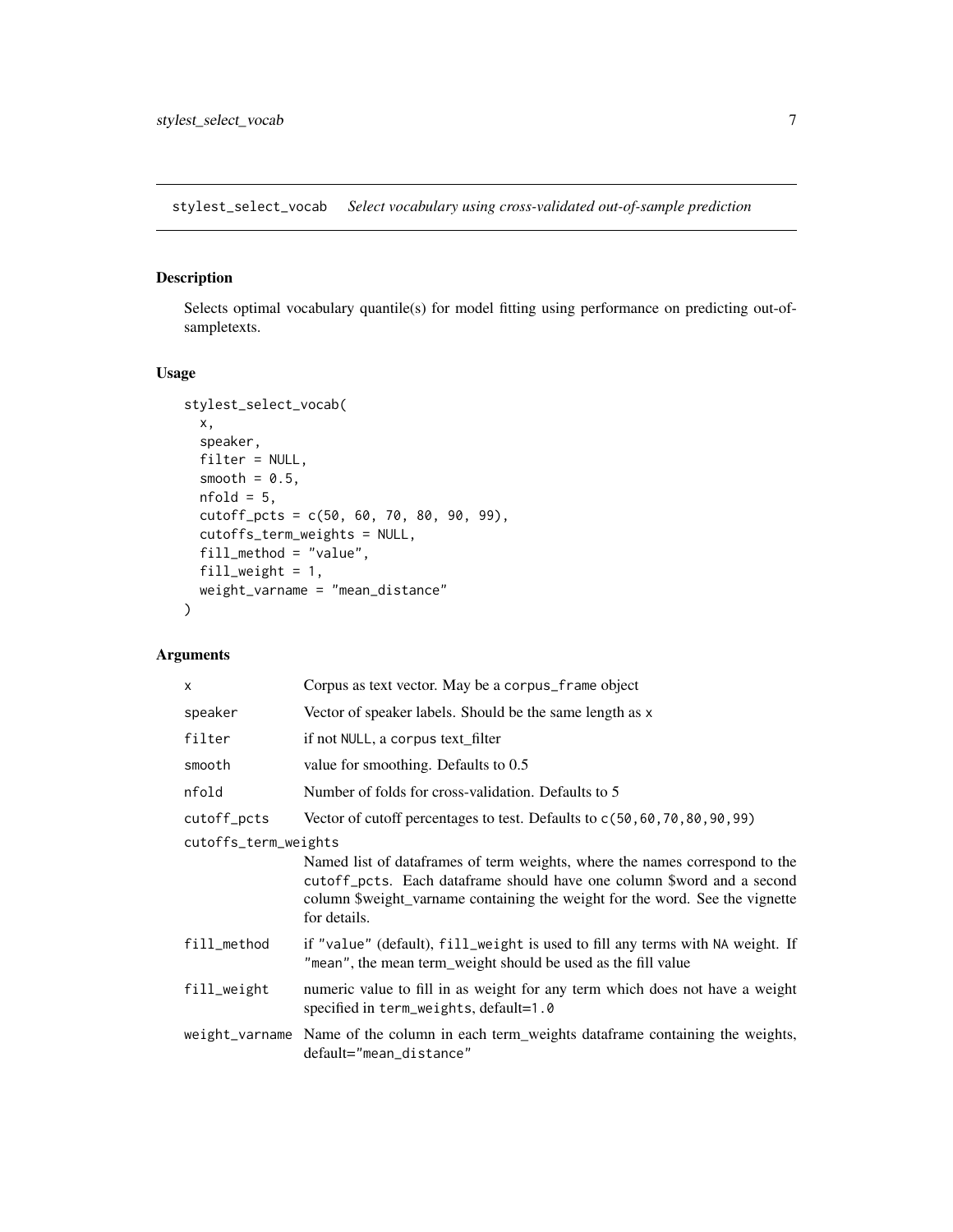stylest_select_vocab    *Select vocabulary using cross-validated out-of-sample prediction*

## Description

Selects optimal vocabulary quantile(s) for model fitting using performance on predicting out-of-sampletexts.

## Usage

```
stylest_select_vocab(
  x,
  speaker,
  filter = NULL,
  smooth = 0.5,
  nfold = 5,
  cutoff_pcts = c(50, 60, 70, 80, 90, 99),
  cutoffs_term_weights = NULL,
  fill_method = "value",
  fill_weight = 1,
  weight_varname = "mean_distance"
)
```

## Arguments

| | |
|---|---|
| `x` | Corpus as text vector. May be a `corpus_frame` object |
| `speaker` | Vector of speaker labels. Should be the same length as `x` |
| `filter` | if not `NULL`, a corpus text_filter |
| `smooth` | value for smoothing. Defaults to 0.5 |
| `nfold` | Number of folds for cross-validation. Defaults to 5 |
| `cutoff_pcts` | Vector of cutoff percentages to test. Defaults to `c(50,60,70,80,90,99)` |
| `cutoffs_term_weights` | Named list of dataframes of term weights, where the names correspond to the `cutoff_pcts`. Each dataframe should have one column $word and a second column $weight_varname containing the weight for the word. See the vignette for details. |
| `fill_method` | if `"value"` (default), `fill_weight` is used to fill any terms with `NA` weight. If `"mean"`, the mean term_weight should be used as the fill value |
| `fill_weight` | numeric value to fill in as weight for any term which does not have a weight specified in `term_weights`, default=`1.0` |
| `weight_varname` | Name of the column in each term_weights dataframe containing the weights, default=`"mean_distance"` |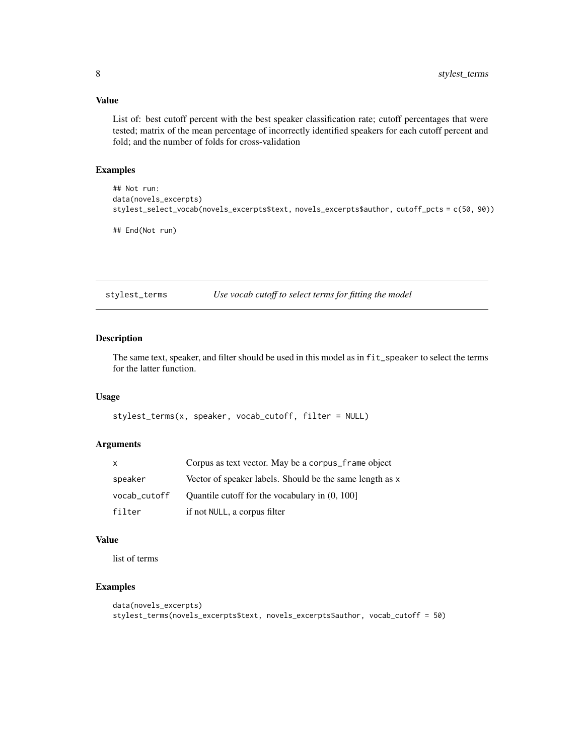### Value

List of: best cutoff percent with the best speaker classification rate; cutoff percentages that were tested; matrix of the mean percentage of incorrectly identified speakers for each cutoff percent and fold; and the number of folds for cross-validation

### Examples

```
## Not run:
data(novels_excerpts)
stylest_select_vocab(novels_excerpts$text, novels_excerpts$author, cutoff_pcts = c(50, 90))

## End(Not run)
```

---

## stylest_terms — *Use vocab cutoff to select terms for fitting the model*

---

### Description

The same text, speaker, and filter should be used in this model as in `fit_speaker` to select the terms for the latter function.

### Usage

```
stylest_terms(x, speaker, vocab_cutoff, filter = NULL)
```

### Arguments

| | |
|---|---|
| `x` | Corpus as text vector. May be a `corpus_frame` object |
| `speaker` | Vector of speaker labels. Should be the same length as `x` |
| `vocab_cutoff` | Quantile cutoff for the vocabulary in (0, 100] |
| `filter` | if not `NULL`, a corpus filter |

### Value

list of terms

### Examples

```
data(novels_excerpts)
stylest_terms(novels_excerpts$text, novels_excerpts$author, vocab_cutoff = 50)
```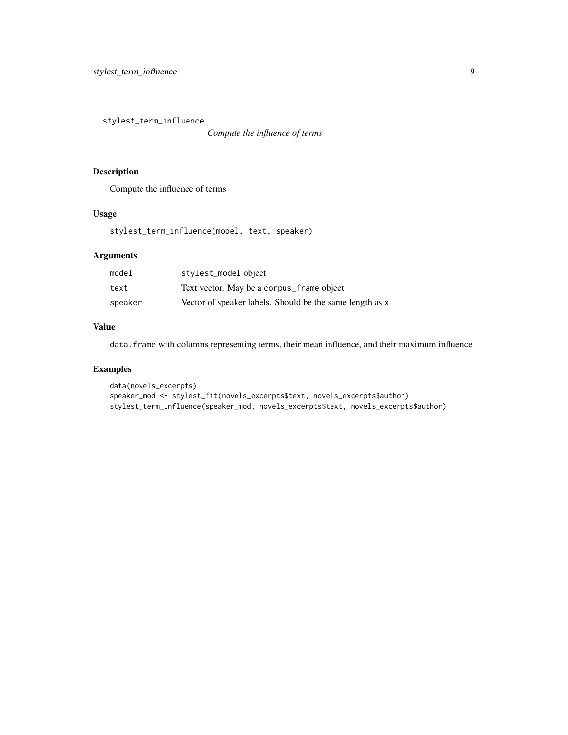`stylest_term_influence` *Compute the influence of terms*

---

## Description

Compute the influence of terms

## Usage

```
stylest_term_influence(model, text, speaker)
```

## Arguments

| | |
|---|---|
| `model` | `stylest_model` object |
| `text` | Text vector. May be a `corpus_frame` object |
| `speaker` | Vector of speaker labels. Should be the same length as `x` |

## Value

`data.frame` with columns representing terms, their mean influence, and their maximum influence

## Examples

```
data(novels_excerpts)
speaker_mod <- stylest_fit(novels_excerpts$text, novels_excerpts$author)
stylest_term_influence(speaker_mod, novels_excerpts$text, novels_excerpts$author)
```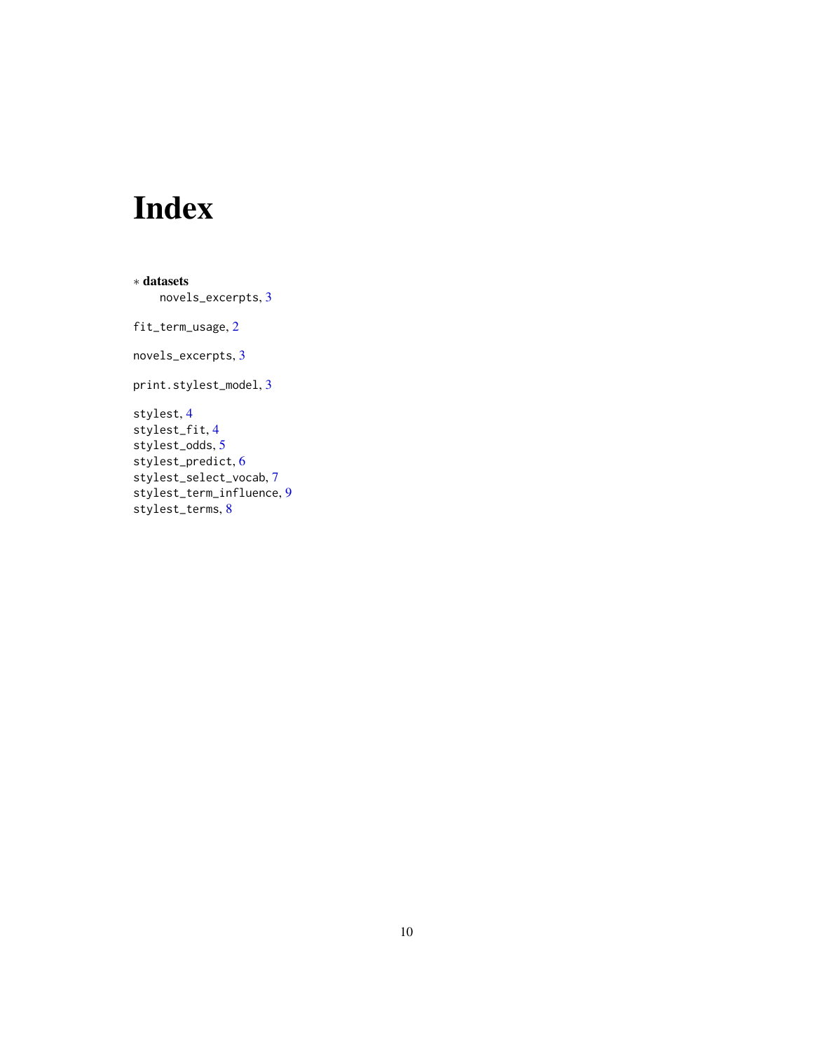# Index

∗ **datasets**
    novels_excerpts, 3

fit_term_usage, 2

novels_excerpts, 3

print.stylest_model, 3

stylest, 4
stylest_fit, 4
stylest_odds, 5
stylest_predict, 6
stylest_select_vocab, 7
stylest_term_influence, 9
stylest_terms, 8